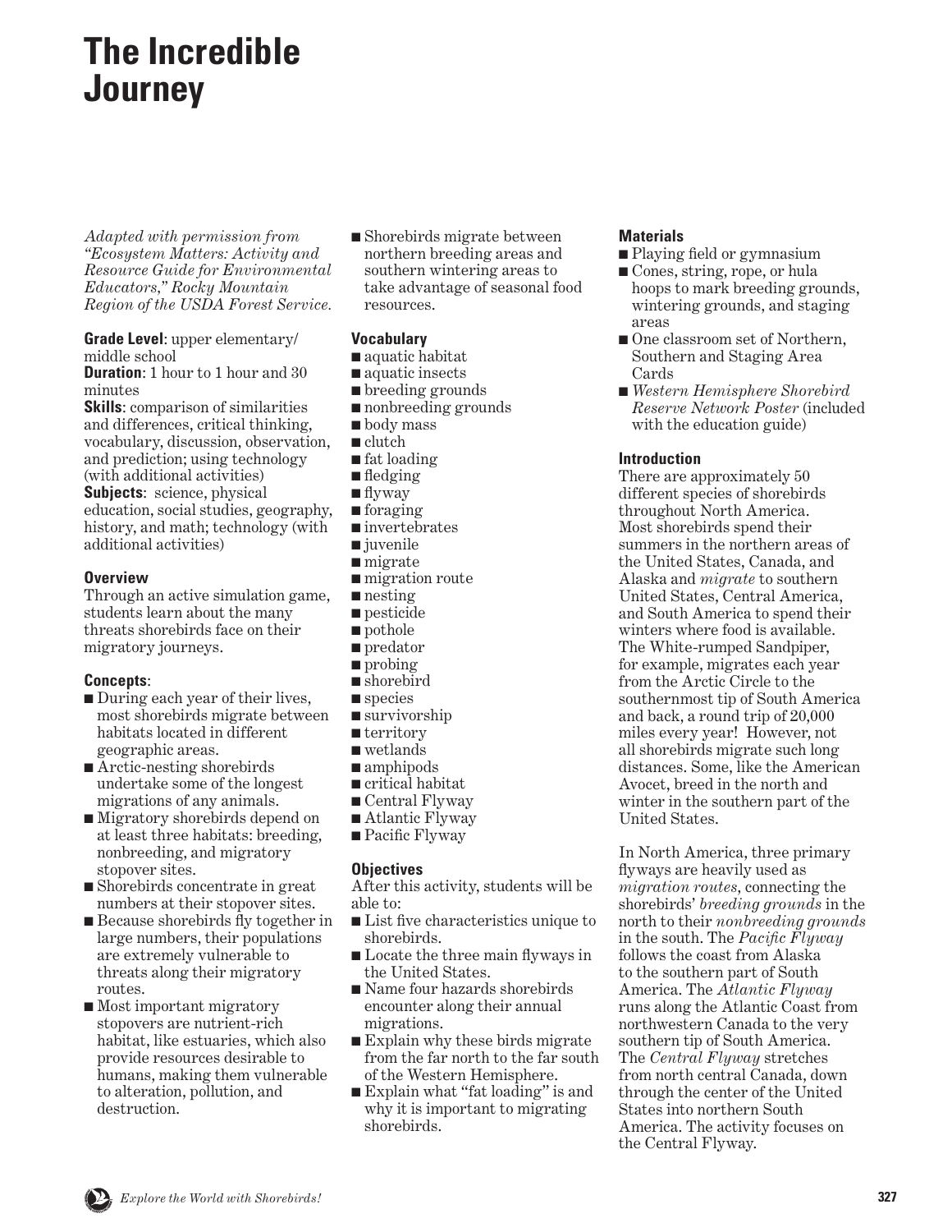# The Incredible Journey

*Adapted with permission from "Ecosystem Matters: Activity and Resource Guide for Environmental Educators," Rocky Mountain Region of the USDA Forest Service.*

**Grade Level**: upper elementary/ middle school
**Duration**: 1 hour to 1 hour and 30 minutes
**Skills**: comparison of similarities and differences, critical thinking, vocabulary, discussion, observation, and prediction; using technology (with additional activities)
**Subjects**: science, physical education, social studies, geography, history, and math; technology (with additional activities)

### Overview

Through an active simulation game, students learn about the many threats shorebirds face on their migratory journeys.

### Concepts:

- During each year of their lives, most shorebirds migrate between habitats located in different geographic areas.
- Arctic-nesting shorebirds undertake some of the longest migrations of any animals.
- Migratory shorebirds depend on at least three habitats: breeding, nonbreeding, and migratory stopover sites.
- Shorebirds concentrate in great numbers at their stopover sites.
- Because shorebirds fly together in large numbers, their populations are extremely vulnerable to threats along their migratory routes.
- Most important migratory stopovers are nutrient-rich habitat, like estuaries, which also provide resources desirable to humans, making them vulnerable to alteration, pollution, and destruction.
- Shorebirds migrate between northern breeding areas and southern wintering areas to take advantage of seasonal food resources.

### Vocabulary

- aquatic habitat
- aquatic insects
- breeding grounds
- nonbreeding grounds
- body mass
- clutch
- fat loading
- fledging
- flyway
- foraging
- invertebrates
- juvenile
- migrate
- migration route
- nesting
- pesticide
- pothole
- predator
- probing
- shorebird
- species
- survivorship
- territory
- wetlands
- amphipods
- critical habitat
- Central Flyway
- Atlantic Flyway
- Pacific Flyway

### Objectives

After this activity, students will be able to:

- List five characteristics unique to shorebirds.
- Locate the three main flyways in the United States.
- Name four hazards shorebirds encounter along their annual migrations.
- Explain why these birds migrate from the far north to the far south of the Western Hemisphere.
- Explain what "fat loading" is and why it is important to migrating shorebirds.

### Materials

- Playing field or gymnasium
- Cones, string, rope, or hula hoops to mark breeding grounds, wintering grounds, and staging areas
- One classroom set of Northern, Southern and Staging Area Cards
- *Western Hemisphere Shorebird Reserve Network Poster* (included with the education guide)

### Introduction

There are approximately 50 different species of shorebirds throughout North America. Most shorebirds spend their summers in the northern areas of the United States, Canada, and Alaska and *migrate* to southern United States, Central America, and South America to spend their winters where food is available. The White-rumped Sandpiper, for example, migrates each year from the Arctic Circle to the southernmost tip of South America and back, a round trip of 20,000 miles every year! However, not all shorebirds migrate such long distances. Some, like the American Avocet, breed in the north and winter in the southern part of the United States.

In North America, three primary flyways are heavily used as *migration routes*, connecting the shorebirds' *breeding grounds* in the north to their *nonbreeding grounds* in the south. The *Pacific Flyway* follows the coast from Alaska to the southern part of South America. The *Atlantic Flyway* runs along the Atlantic Coast from northwestern Canada to the very southern tip of South America. The *Central Flyway* stretches from north central Canada, down through the center of the United States into northern South America. The activity focuses on the Central Flyway.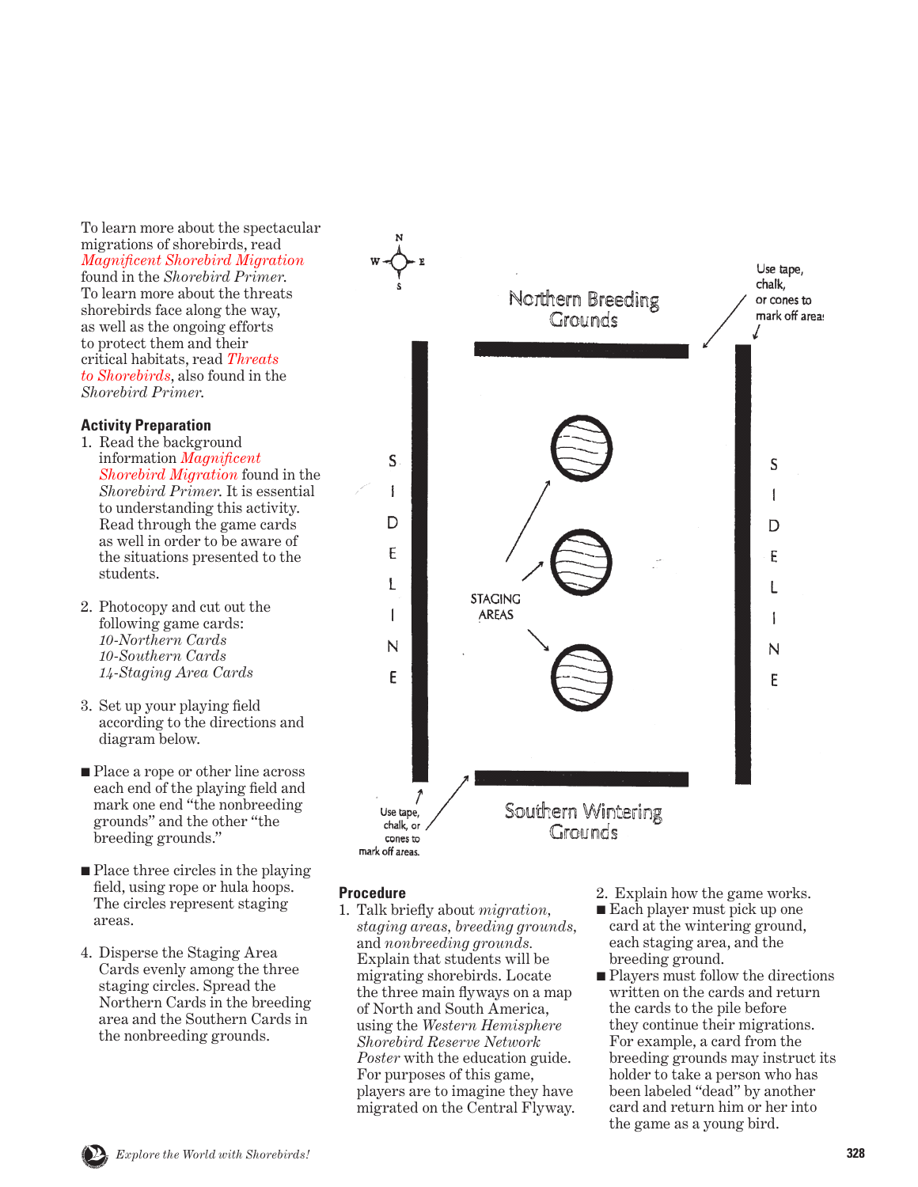To learn more about the spectacular migrations of shorebirds, read *Magnificent Shorebird Migration* found in the *Shorebird Primer*. To learn more about the threats shorebirds face along the way, as well as the ongoing efforts to protect them and their critical habitats, read *Threats to Shorebirds*, also found in the *Shorebird Primer*.

### Activity Preparation

1. Read the background information *Magnificent Shorebird Migration* found in the *Shorebird Primer*. It is essential to understanding this activity. Read through the game cards as well in order to be aware of the situations presented to the students.

2. Photocopy and cut out the following game cards:
   *10-Northern Cards*
   *10-Southern Cards*
   *14-Staging Area Cards*

3. Set up your playing field according to the directions and diagram below.

- Place a rope or other line across each end of the playing field and mark one end "the nonbreeding grounds" and the other "the breeding grounds."
- Place three circles in the playing field, using rope or hula hoops. The circles represent staging areas.

4. Disperse the Staging Area Cards evenly among the three staging circles. Spread the Northern Cards in the breeding area and the Southern Cards in the nonbreeding grounds.

N / W / E / S

Northern Breeding Grounds

Use tape, chalk, or cones to mark off areas

SIDELINE

STAGING AREAS

SIDELINE

Use tape, chalk, or cones to mark off areas.

Southern Wintering Grounds

### Procedure

1. Talk briefly about *migration, staging areas, breeding grounds,* and *nonbreeding grounds.* Explain that students will be migrating shorebirds. Locate the three main flyways on a map of North and South America, using the *Western Hemisphere Shorebird Reserve Network Poster* with the education guide. For purposes of this game, players are to imagine they have migrated on the Central Flyway.

2. Explain how the game works.

- Each player must pick up one card at the wintering ground, each staging area, and the breeding ground.
- Players must follow the directions written on the cards and return the cards to the pile before they continue their migrations. For example, a card from the breeding grounds may instruct its holder to take a person who has been labeled "dead" by another card and return him or her into the game as a young bird.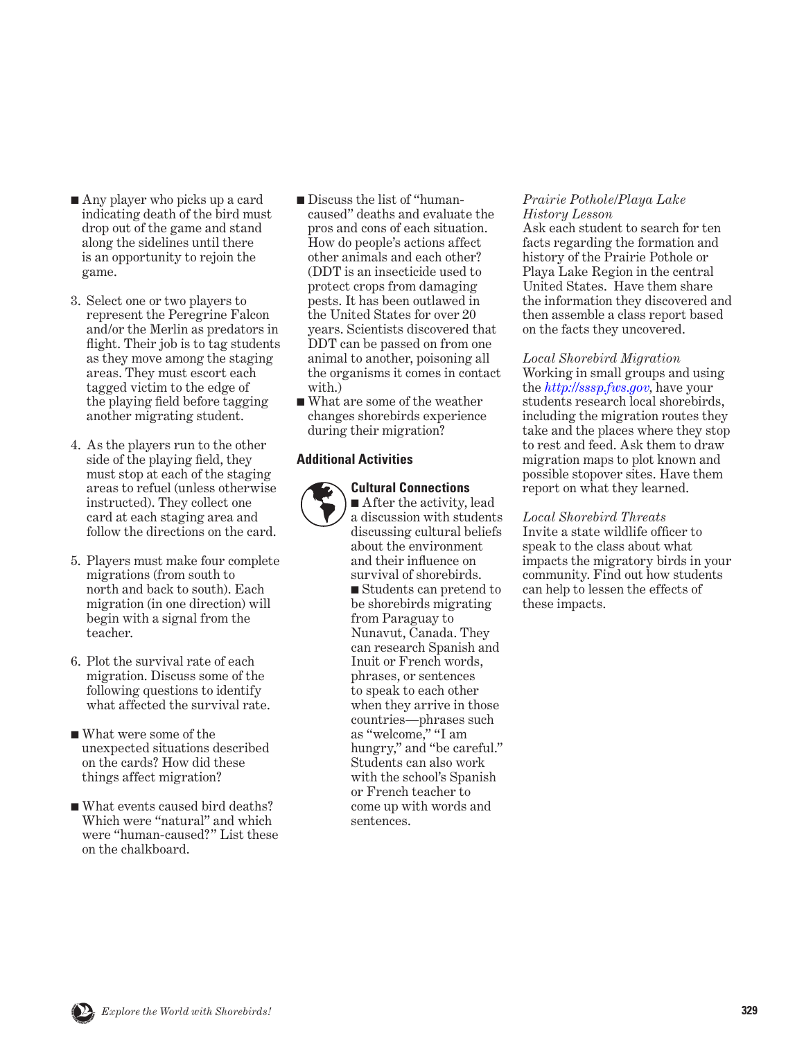- Any player who picks up a card indicating death of the bird must drop out of the game and stand along the sidelines until there is an opportunity to rejoin the game.

3. Select one or two players to represent the Peregrine Falcon and/or the Merlin as predators in flight. Their job is to tag students as they move among the staging areas. They must escort each tagged victim to the edge of the playing field before tagging another migrating student.

4. As the players run to the other side of the playing field, they must stop at each of the staging areas to refuel (unless otherwise instructed). They collect one card at each staging area and follow the directions on the card.

5. Players must make four complete migrations (from south to north and back to south). Each migration (in one direction) will begin with a signal from the teacher.

6. Plot the survival rate of each migration. Discuss some of the following questions to identify what affected the survival rate.

- What were some of the unexpected situations described on the cards? How did these things affect migration?
- What events caused bird deaths? Which were "natural" and which were "human-caused?" List these on the chalkboard.
- Discuss the list of "human-caused" deaths and evaluate the pros and cons of each situation. How do people's actions affect other animals and each other? (DDT is an insecticide used to protect crops from damaging pests. It has been outlawed in the United States for over 20 years. Scientists discovered that DDT can be passed on from one animal to another, poisoning all the organisms it comes in contact with.)
- What are some of the weather changes shorebirds experience during their migration?

### Additional Activities

**Cultural Connections**

- After the activity, lead a discussion with students discussing cultural beliefs about the environment and their influence on survival of shorebirds.
- Students can pretend to be shorebirds migrating from Paraguay to Nunavut, Canada. They can research Spanish and Inuit or French words, phrases, or sentences to speak to each other when they arrive in those countries—phrases such as "welcome," "I am hungry," and "be careful." Students can also work with the school's Spanish or French teacher to come up with words and sentences.

*Prairie Pothole/Playa Lake History Lesson*

Ask each student to search for ten facts regarding the formation and history of the Prairie Pothole or Playa Lake Region in the central United States. Have them share the information they discovered and then assemble a class report based on the facts they uncovered.

*Local Shorebird Migration*

Working in small groups and using the *http://sssp.fws.gov*, have your students research local shorebirds, including the migration routes they take and the places where they stop to rest and feed. Ask them to draw migration maps to plot known and possible stopover sites. Have them report on what they learned.

*Local Shorebird Threats*

Invite a state wildlife officer to speak to the class about what impacts the migratory birds in your community. Find out how students can help to lessen the effects of these impacts.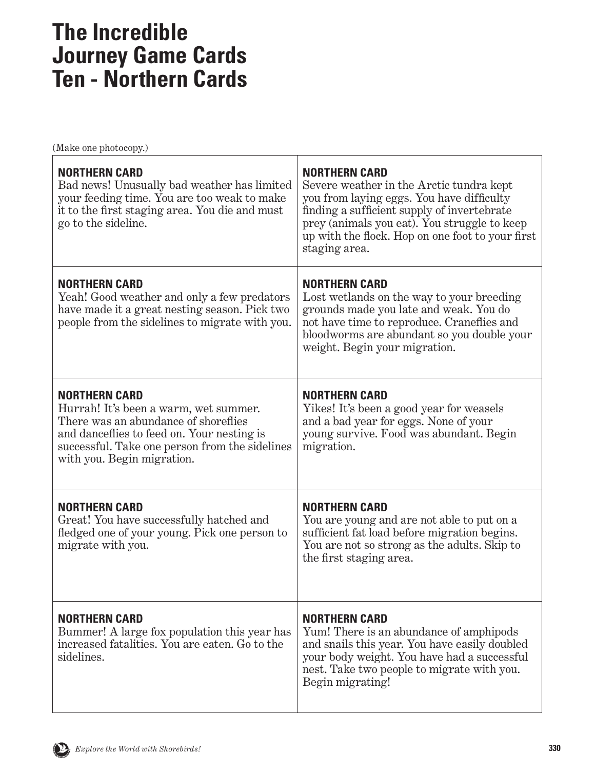# The Incredible Journey Game Cards Ten - Northern Cards

(Make one photocopy.)

| | |
|---|---|
| **NORTHERN CARD** Bad news! Unusually bad weather has limited your feeding time. You are too weak to make it to the first staging area. You die and must go to the sideline. | **NORTHERN CARD** Severe weather in the Arctic tundra kept you from laying eggs. You have difficulty finding a sufficient supply of invertebrate prey (animals you eat). You struggle to keep up with the flock. Hop on one foot to your first staging area. |
| **NORTHERN CARD** Yeah! Good weather and only a few predators have made it a great nesting season. Pick two people from the sidelines to migrate with you. | **NORTHERN CARD** Lost wetlands on the way to your breeding grounds made you late and weak. You do not have time to reproduce. Craneflies and bloodworms are abundant so you double your weight. Begin your migration. |
| **NORTHERN CARD** Hurrah! It's been a warm, wet summer. There was an abundance of shoreflies and danceflies to feed on. Your nesting is successful. Take one person from the sidelines with you. Begin migration. | **NORTHERN CARD** Yikes! It's been a good year for weasels and a bad year for eggs. None of your young survive. Food was abundant. Begin migration. |
| **NORTHERN CARD** Great! You have successfully hatched and fledged one of your young. Pick one person to migrate with you. | **NORTHERN CARD** You are young and are not able to put on a sufficient fat load before migration begins. You are not so strong as the adults. Skip to the first staging area. |
| **NORTHERN CARD** Bummer! A large fox population this year has increased fatalities. You are eaten. Go to the sidelines. | **NORTHERN CARD** Yum! There is an abundance of amphipods and snails this year. You have easily doubled your body weight. You have had a successful nest. Take two people to migrate with you. Begin migrating! |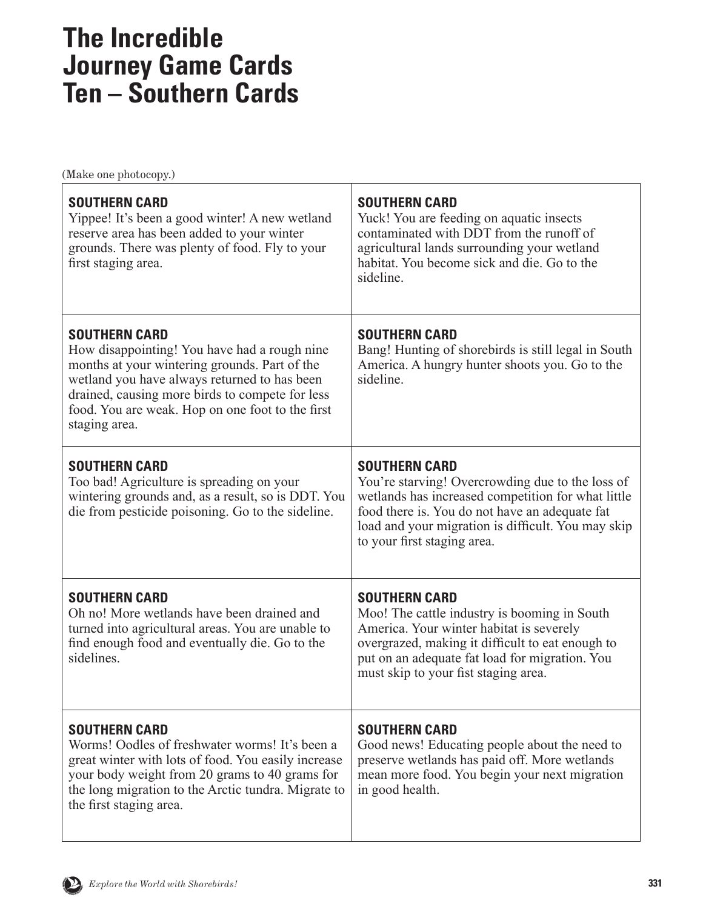# The Incredible Journey Game Cards Ten – Southern Cards

(Make one photocopy.)

| | |
|---|---|
| **SOUTHERN CARD**<br>Yippee! It's been a good winter! A new wetland reserve area has been added to your winter grounds. There was plenty of food. Fly to your first staging area. | **SOUTHERN CARD**<br>Yuck! You are feeding on aquatic insects contaminated with DDT from the runoff of agricultural lands surrounding your wetland habitat. You become sick and die. Go to the sideline. |
| **SOUTHERN CARD**<br>How disappointing! You have had a rough nine months at your wintering grounds. Part of the wetland you have always returned to has been drained, causing more birds to compete for less food. You are weak. Hop on one foot to the first staging area. | **SOUTHERN CARD**<br>Bang! Hunting of shorebirds is still legal in South America. A hungry hunter shoots you. Go to the sideline. |
| **SOUTHERN CARD**<br>Too bad! Agriculture is spreading on your wintering grounds and, as a result, so is DDT. You die from pesticide poisoning. Go to the sideline. | **SOUTHERN CARD**<br>You're starving! Overcrowding due to the loss of wetlands has increased competition for what little food there is. You do not have an adequate fat load and your migration is difficult. You may skip to your first staging area. |
| **SOUTHERN CARD**<br>Oh no! More wetlands have been drained and turned into agricultural areas. You are unable to find enough food and eventually die. Go to the sidelines. | **SOUTHERN CARD**<br>Moo! The cattle industry is booming in South America. Your winter habitat is severely overgrazed, making it difficult to eat enough to put on an adequate fat load for migration. You must skip to your fist staging area. |
| **SOUTHERN CARD**<br>Worms! Oodles of freshwater worms! It's been a great winter with lots of food. You easily increase your body weight from 20 grams to 40 grams for the long migration to the Arctic tundra. Migrate to the first staging area. | **SOUTHERN CARD**<br>Good news! Educating people about the need to preserve wetlands has paid off. More wetlands mean more food. You begin your next migration in good health. |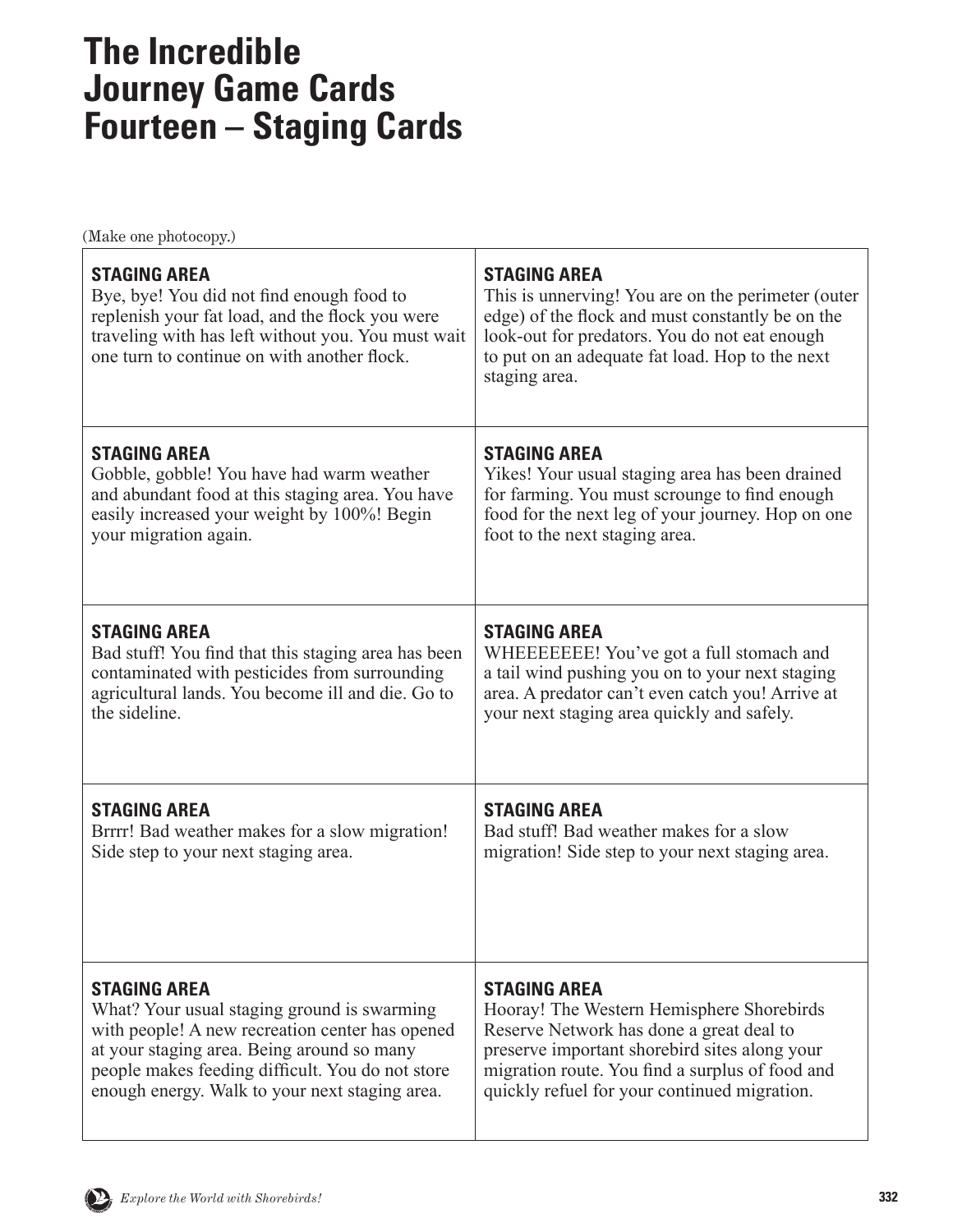# The Incredible Journey Game Cards Fourteen – Staging Cards

(Make one photocopy.)

| | |
|---|---|
| **STAGING AREA** Bye, bye! You did not find enough food to replenish your fat load, and the flock you were traveling with has left without you. You must wait one turn to continue on with another flock. | **STAGING AREA** This is unnerving! You are on the perimeter (outer edge) of the flock and must constantly be on the look-out for predators. You do not eat enough to put on an adequate fat load. Hop to the next staging area. |
| **STAGING AREA** Gobble, gobble! You have had warm weather and abundant food at this staging area. You have easily increased your weight by 100%! Begin your migration again. | **STAGING AREA** Yikes! Your usual staging area has been drained for farming. You must scrounge to find enough food for the next leg of your journey. Hop on one foot to the next staging area. |
| **STAGING AREA** Bad stuff! You find that this staging area has been contaminated with pesticides from surrounding agricultural lands. You become ill and die. Go to the sideline. | **STAGING AREA** WHEEEEEEE! You've got a full stomach and a tail wind pushing you on to your next staging area. A predator can't even catch you! Arrive at your next staging area quickly and safely. |
| **STAGING AREA** Brrrr! Bad weather makes for a slow migration! Side step to your next staging area. | **STAGING AREA** Bad stuff! Bad weather makes for a slow migration! Side step to your next staging area. |
| **STAGING AREA** What? Your usual staging ground is swarming with people! A new recreation center has opened at your staging area. Being around so many people makes feeding difficult. You do not store enough energy. Walk to your next staging area. | **STAGING AREA** Hooray! The Western Hemisphere Shorebirds Reserve Network has done a great deal to preserve important shorebird sites along your migration route. You find a surplus of food and quickly refuel for your continued migration. |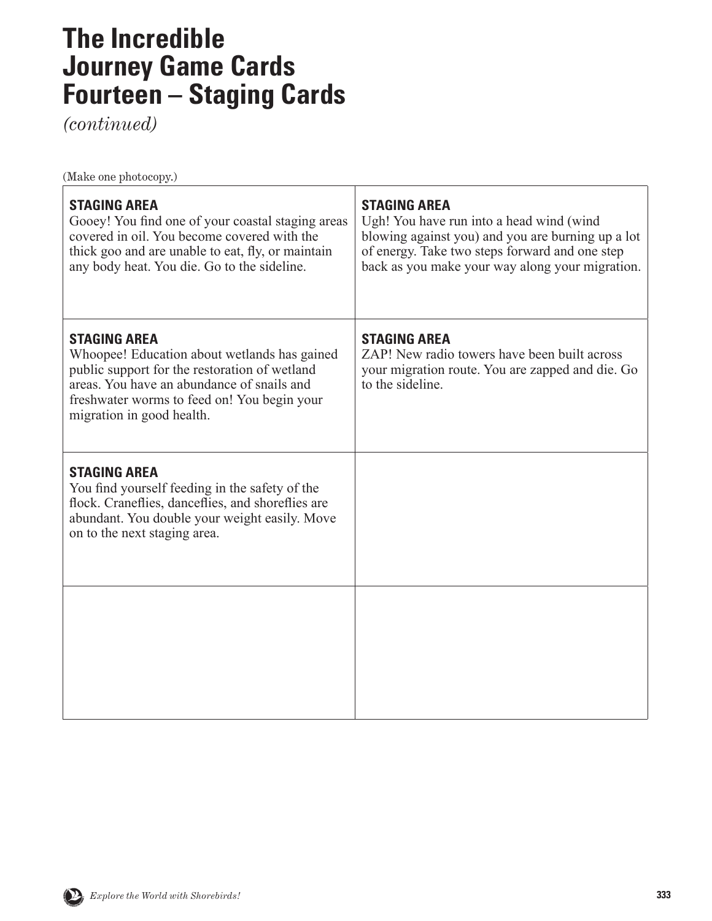# The Incredible Journey Game Cards Fourteen – Staging Cards

*(continued)*

(Make one photocopy.)

| | |
|---|---|
| **STAGING AREA** Gooey! You find one of your coastal staging areas covered in oil. You become covered with the thick goo and are unable to eat, fly, or maintain any body heat. You die. Go to the sideline. | **STAGING AREA** Ugh! You have run into a head wind (wind blowing against you) and you are burning up a lot of energy. Take two steps forward and one step back as you make your way along your migration. |
| **STAGING AREA** Whoopee! Education about wetlands has gained public support for the restoration of wetland areas. You have an abundance of snails and freshwater worms to feed on! You begin your migration in good health. | **STAGING AREA** ZAP! New radio towers have been built across your migration route. You are zapped and die. Go to the sideline. |
| **STAGING AREA** You find yourself feeding in the safety of the flock. Craneflies, danceflies, and shoreflies are abundant. You double your weight easily. Move on to the next staging area. | |
| | |